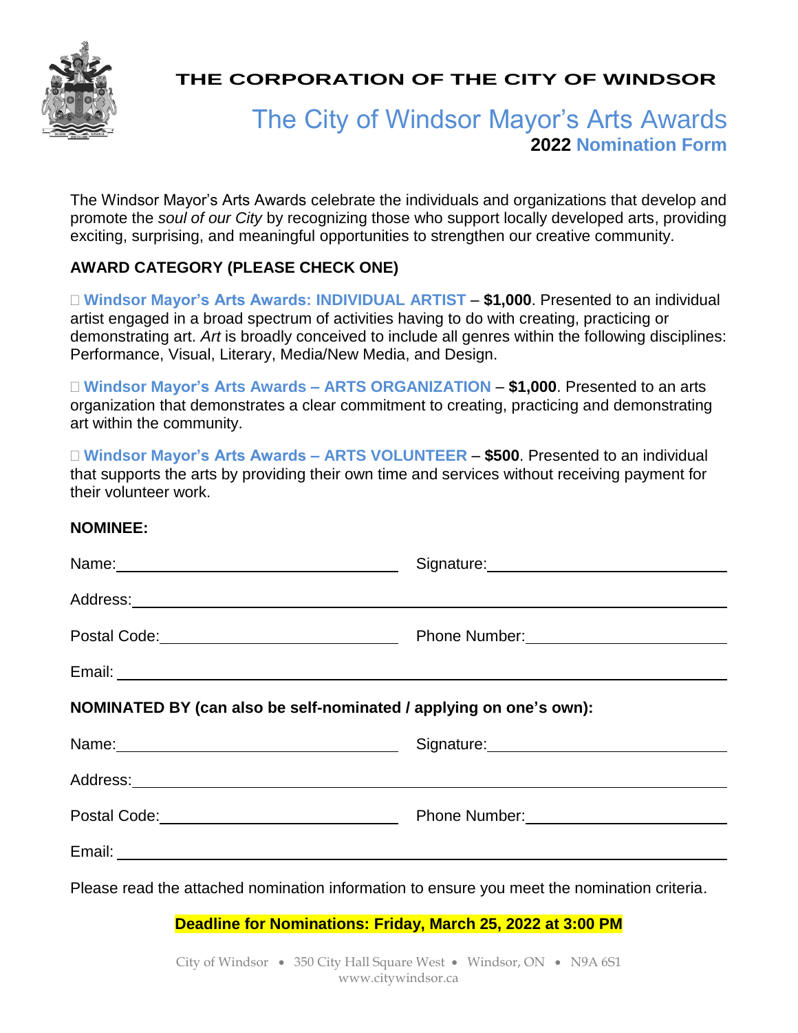# THE CORPORATION OF THE CITY OF WINDSOR

## The City of Windsor Mayor's Arts Awards

### 2022 Nomination Form

The Windsor Mayor's Arts Awards celebrate the individuals and organizations that develop and promote the *soul of our City* by recognizing those who support locally developed arts, providing exciting, surprising, and meaningful opportunities to strengthen our creative community.

**AWARD CATEGORY (PLEASE CHECK ONE)**

☐ **Windsor Mayor's Arts Awards: INDIVIDUAL ARTIST** – **$1,000**. Presented to an individual artist engaged in a broad spectrum of activities having to do with creating, practicing or demonstrating art. *Art* is broadly conceived to include all genres within the following disciplines: Performance, Visual, Literary, Media/New Media, and Design.

☐ **Windsor Mayor's Arts Awards – ARTS ORGANIZATION** – **$1,000**. Presented to an arts organization that demonstrates a clear commitment to creating, practicing and demonstrating art within the community.

☐ **Windsor Mayor's Arts Awards – ARTS VOLUNTEER** – **$500**. Presented to an individual that supports the arts by providing their own time and services without receiving payment for their volunteer work.

**NOMINEE:**

Name: ______________________ Signature: ______________________

Address: ____________________________________________

Postal Code: ______________________ Phone Number: ______________________

Email: ____________________________________________

**NOMINATED BY (can also be self-nominated / applying on one's own):**

Name: ______________________ Signature: ______________________

Address: ____________________________________________

Postal Code: ______________________ Phone Number: ______________________

Email: ____________________________________________

Please read the attached nomination information to ensure you meet the nomination criteria.

**Deadline for Nominations: Friday, March 25, 2022 at 3:00 PM**

City of Windsor • 350 City Hall Square West • Windsor, ON • N9A 6S1
www.citywindsor.ca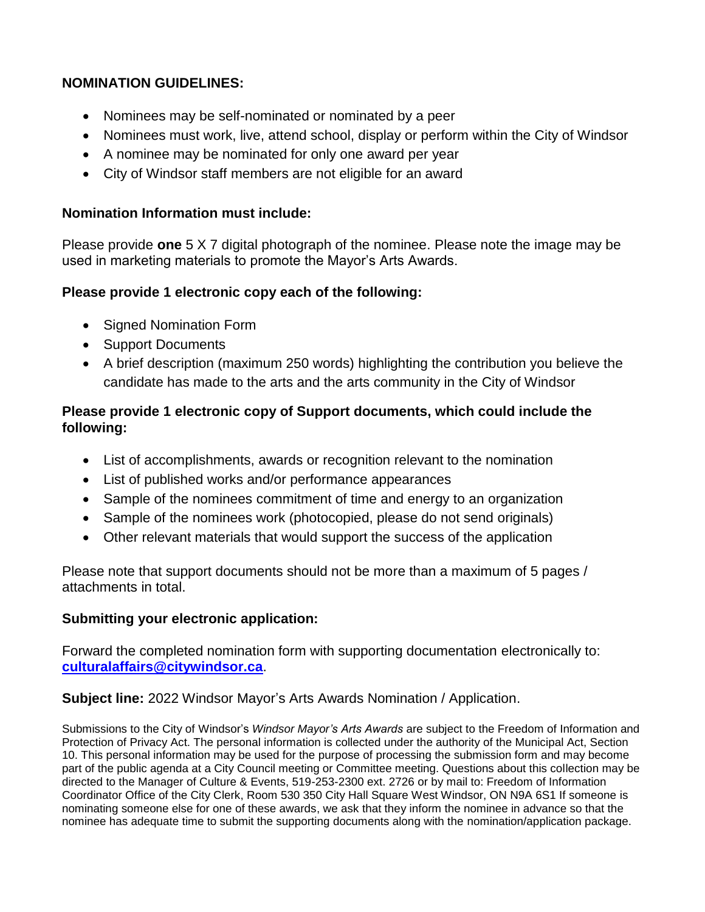**NOMINATION GUIDELINES:**

- Nominees may be self-nominated or nominated by a peer
- Nominees must work, live, attend school, display or perform within the City of Windsor
- A nominee may be nominated for only one award per year
- City of Windsor staff members are not eligible for an award

**Nomination Information must include:**

Please provide **one** 5 X 7 digital photograph of the nominee. Please note the image may be used in marketing materials to promote the Mayor's Arts Awards.

**Please provide 1 electronic copy each of the following:**

- Signed Nomination Form
- Support Documents
- A brief description (maximum 250 words) highlighting the contribution you believe the candidate has made to the arts and the arts community in the City of Windsor

**Please provide 1 electronic copy of Support documents, which could include the following:**

- List of accomplishments, awards or recognition relevant to the nomination
- List of published works and/or performance appearances
- Sample of the nominees commitment of time and energy to an organization
- Sample of the nominees work (photocopied, please do not send originals)
- Other relevant materials that would support the success of the application

Please note that support documents should not be more than a maximum of 5 pages / attachments in total.

**Submitting your electronic application:**

Forward the completed nomination form with supporting documentation electronically to: **culturalaffairs@citywindsor.ca**.

**Subject line:** 2022 Windsor Mayor's Arts Awards Nomination / Application.

Submissions to the City of Windsor's *Windsor Mayor's Arts Awards* are subject to the Freedom of Information and Protection of Privacy Act. The personal information is collected under the authority of the Municipal Act, Section 10. This personal information may be used for the purpose of processing the submission form and may become part of the public agenda at a City Council meeting or Committee meeting. Questions about this collection may be directed to the Manager of Culture & Events, 519-253-2300 ext. 2726 or by mail to: Freedom of Information Coordinator Office of the City Clerk, Room 530 350 City Hall Square West Windsor, ON N9A 6S1 If someone is nominating someone else for one of these awards, we ask that they inform the nominee in advance so that the nominee has adequate time to submit the supporting documents along with the nomination/application package.